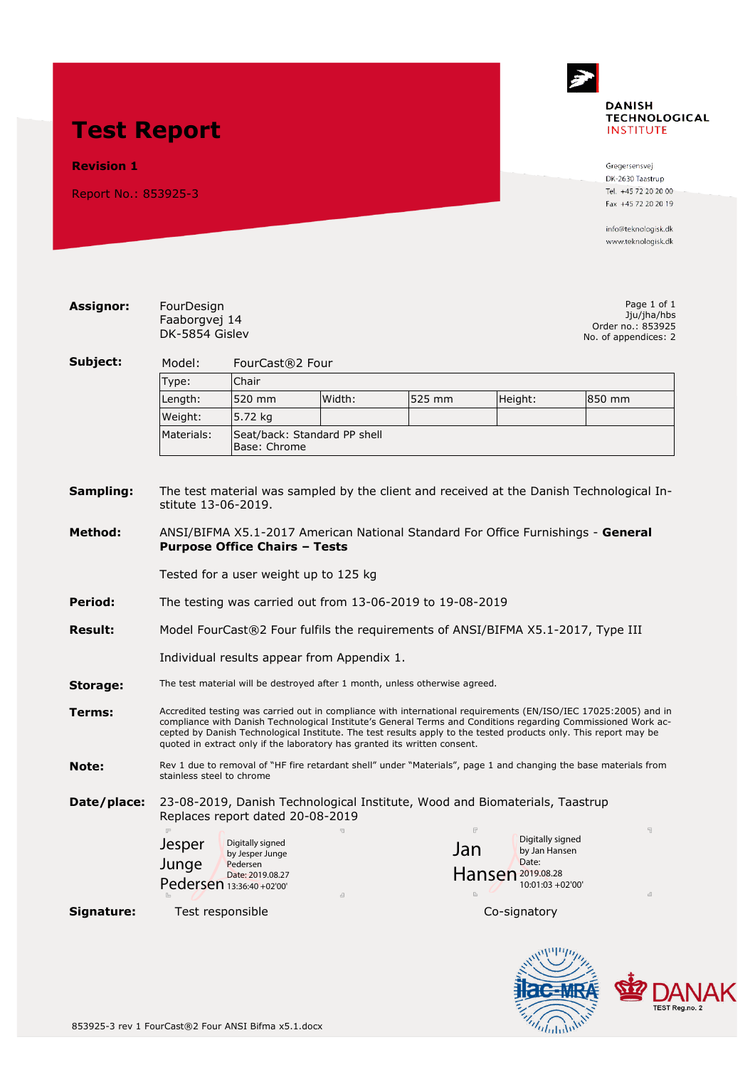# Test Report

**Revision 1**

Report No.: 853925-3

DANISH TECHNOLOGICAL INSTITUTE

Gregersensvej
DK-2630 Taastrup
Tel. +45 72 20 20 00
Fax +45 72 20 20 19

info@teknologisk.dk
www.teknologisk.dk

**Assignor:** FourDesign
Faaborgvej 14
DK-5854 Gislev

Page 1 of 1
Jju/jha/hbs
Order no.: 853925
No. of appendices: 2

**Subject:** Model: FourCast®2 Four

| Type: | Chair | | | | |
|---|---|---|---|---|---|
| Length: | 520 mm | Width: | 525 mm | Height: | 850 mm |
| Weight: | 5.72 kg | | | | |
| Materials: | Seat/back: Standard PP shell<br>Base: Chrome | | | | |

**Sampling:** The test material was sampled by the client and received at the Danish Technological Institute 13-06-2019.

**Method:** ANSI/BIFMA X5.1-2017 American National Standard For Office Furnishings - **General Purpose Office Chairs – Tests**

Tested for a user weight up to 125 kg

**Period:** The testing was carried out from 13-06-2019 to 19-08-2019

**Result:** Model FourCast®2 Four fulfils the requirements of ANSI/BIFMA X5.1-2017, Type III

Individual results appear from Appendix 1.

**Storage:** The test material will be destroyed after 1 month, unless otherwise agreed.

**Terms:** Accredited testing was carried out in compliance with international requirements (EN/ISO/IEC 17025:2005) and in compliance with Danish Technological Institute's General Terms and Conditions regarding Commissioned Work accepted by Danish Technological Institute. The test results apply to the tested products only. This report may be quoted in extract only if the laboratory has granted its written consent.

**Note:** Rev 1 due to removal of "HF fire retardant shell" under "Materials", page 1 and changing the base materials from stainless steel to chrome

**Date/place:** 23-08-2019, Danish Technological Institute, Wood and Biomaterials, Taastrup
Replaces report dated 20-08-2019

Jesper Junge Pedersen — Digitally signed by Jesper Junge Pedersen Date: 2019.08.27 13:36:40 +02'00'

Jan Hansen — Digitally signed by Jan Hansen Date: 2019.08.28 10:01:03 +02'00'

**Signature:** Test responsible — Co-signatory

ilac-MRA DANAK TEST Reg.no. 2

853925-3 rev 1 FourCast®2 Four ANSI Bifma x5.1.docx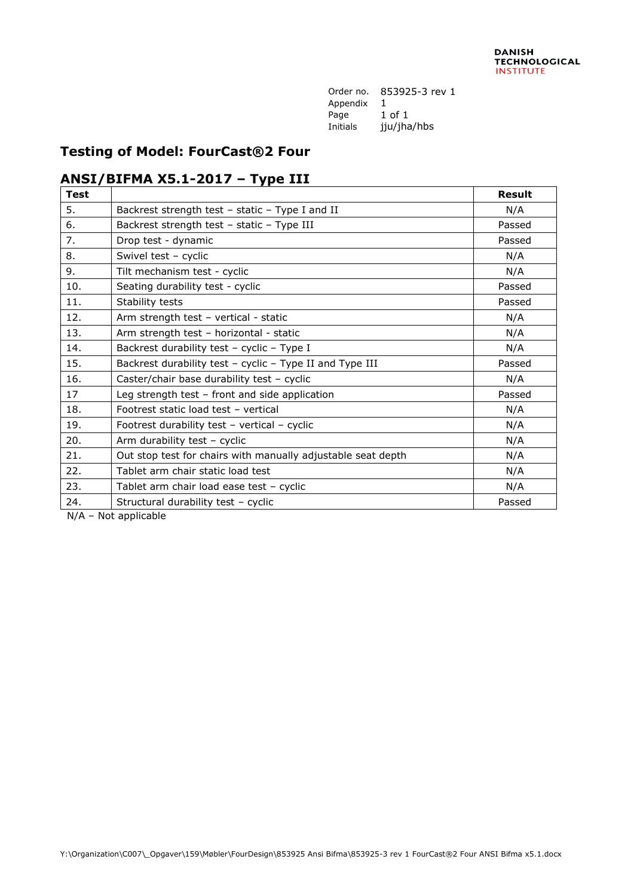DANISH TECHNOLOGICAL INSTITUTE

Order no. 853925-3 rev 1
Appendix 1
Initials jju/jha/hbs

## Testing of Model: FourCast®2 Four

## ANSI/BIFMA X5.1-2017 – Type III

| Test | | Result |
|---|---|---|
| 5. | Backrest strength test – static – Type I and II | N/A |
| 6. | Backrest strength test – static – Type III | Passed |
| 7. | Drop test - dynamic | Passed |
| 8. | Swivel test – cyclic | N/A |
| 9. | Tilt mechanism test - cyclic | N/A |
| 10. | Seating durability test - cyclic | Passed |
| 11. | Stability tests | Passed |
| 12. | Arm strength test – vertical - static | N/A |
| 13. | Arm strength test – horizontal - static | N/A |
| 14. | Backrest durability test – cyclic – Type I | N/A |
| 15. | Backrest durability test – cyclic – Type II and Type III | Passed |
| 16. | Caster/chair base durability test – cyclic | N/A |
| 17 | Leg strength test – front and side application | Passed |
| 18. | Footrest static load test – vertical | N/A |
| 19. | Footrest durability test – vertical – cyclic | N/A |
| 20. | Arm durability test – cyclic | N/A |
| 21. | Out stop test for chairs with manually adjustable seat depth | N/A |
| 22. | Tablet arm chair static load test | N/A |
| 23. | Tablet arm chair load ease test – cyclic | N/A |
| 24. | Structural durability test – cyclic | Passed |

N/A – Not applicable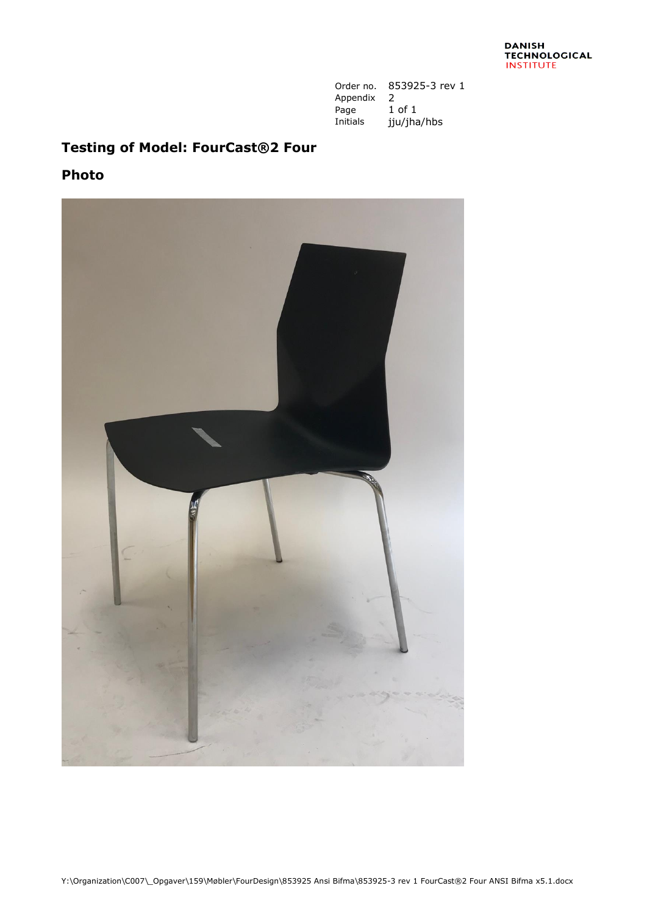Order no. 853925-3 rev 1
Appendix 2
Page 1 of 1
Initials jju/jha/hbs

## Testing of Model: FourCast®2 Four

## Photo